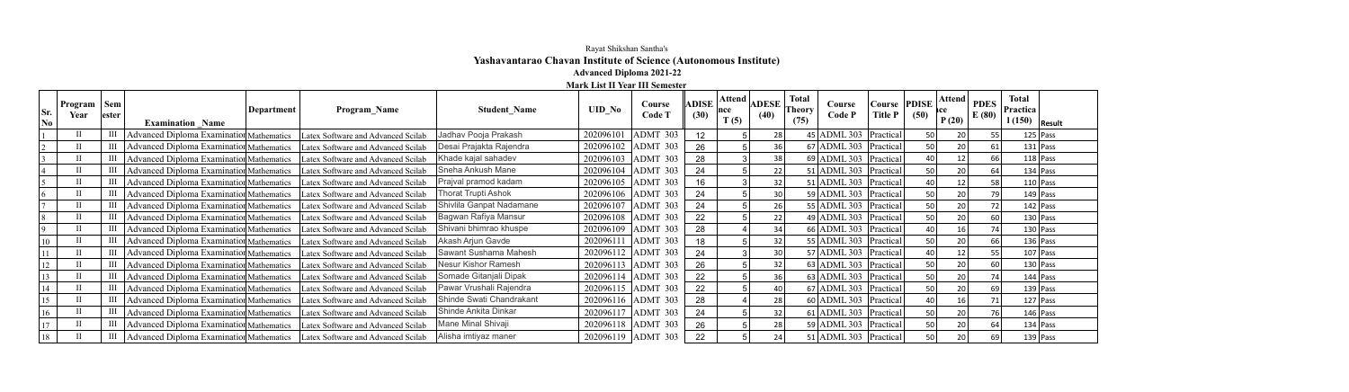Rayat Shikshan Santha's

**Yashavantarao Chavan Institute of Science (Autonomous Institute)**

**Advanced Diploma 2021-22**

**Mark List II Year III Semester**

| Sr. No | Program Year | Semester | Examination_Name | Department | Program_Name | Student_Name | UID_No | Course Code T | ADISE (30) | Attendance T (5) | ADESE (40) | Total Theory (75) | Course Code P | Course Title P | PDISE (50) | Attendance P (20) | PDESE (80) | Total Practical (150) | Result |
|---|---|---|---|---|---|---|---|---|---|---|---|---|---|---|---|---|---|---|---|
| 1 | II | III | Advanced Diploma Examination | Mathematics | Latex Software and Advanced Scilab | Jadhav Pooja Prakash | 202096101 | ADMT 303 | 12 | 5 | 28 | 45 | ADML 303 | Practical | 50 | 20 | 55 | 125 | Pass |
| 2 | II | III | Advanced Diploma Examination | Mathematics | Latex Software and Advanced Scilab | Desai Prajakta Rajendra | 202096102 | ADMT 303 | 26 | 5 | 36 | 67 | ADML 303 | Practical | 50 | 20 | 61 | 131 | Pass |
| 3 | II | III | Advanced Diploma Examination | Mathematics | Latex Software and Advanced Scilab | Khade kajal sahadev | 202096103 | ADMT 303 | 28 | 3 | 38 | 69 | ADML 303 | Practical | 40 | 12 | 66 | 118 | Pass |
| 4 | II | III | Advanced Diploma Examination | Mathematics | Latex Software and Advanced Scilab | Sneha Ankush Mane | 202096104 | ADMT 303 | 24 | 5 | 22 | 51 | ADML 303 | Practical | 50 | 20 | 64 | 134 | Pass |
| 5 | II | III | Advanced Diploma Examination | Mathematics | Latex Software and Advanced Scilab | Prajval pramod kadam | 202096105 | ADMT 303 | 16 | 3 | 32 | 51 | ADML 303 | Practical | 40 | 12 | 58 | 110 | Pass |
| 6 | II | III | Advanced Diploma Examination | Mathematics | Latex Software and Advanced Scilab | Thorat Trupti Ashok | 202096106 | ADMT 303 | 24 | 5 | 30 | 59 | ADML 303 | Practical | 50 | 20 | 79 | 149 | Pass |
| 7 | II | III | Advanced Diploma Examination | Mathematics | Latex Software and Advanced Scilab | Shivlila Ganpat Nadamane | 202096107 | ADMT 303 | 24 | 5 | 26 | 55 | ADML 303 | Practical | 50 | 20 | 72 | 142 | Pass |
| 8 | II | III | Advanced Diploma Examination | Mathematics | Latex Software and Advanced Scilab | Bagwan Rafiya Mansur | 202096108 | ADMT 303 | 22 | 5 | 22 | 49 | ADML 303 | Practical | 50 | 20 | 60 | 130 | Pass |
| 9 | II | III | Advanced Diploma Examination | Mathematics | Latex Software and Advanced Scilab | Shivani bhimrao khuspe | 202096109 | ADMT 303 | 28 | 4 | 34 | 66 | ADML 303 | Practical | 40 | 16 | 74 | 130 | Pass |
| 10 | II | III | Advanced Diploma Examination | Mathematics | Latex Software and Advanced Scilab | Akash Arjun Gavde | 202096111 | ADMT 303 | 18 | 5 | 32 | 55 | ADML 303 | Practical | 50 | 20 | 66 | 136 | Pass |
| 11 | II | III | Advanced Diploma Examination | Mathematics | Latex Software and Advanced Scilab | Sawant Sushama Mahesh | 202096112 | ADMT 303 | 24 | 3 | 30 | 57 | ADML 303 | Practical | 40 | 12 | 55 | 107 | Pass |
| 12 | II | III | Advanced Diploma Examination | Mathematics | Latex Software and Advanced Scilab | Nesur Kishor Ramesh | 202096113 | ADMT 303 | 26 | 5 | 32 | 63 | ADML 303 | Practical | 50 | 20 | 60 | 130 | Pass |
| 13 | II | III | Advanced Diploma Examination | Mathematics | Latex Software and Advanced Scilab | Somade Gitanjali Dipak | 202096114 | ADMT 303 | 22 | 5 | 36 | 63 | ADML 303 | Practical | 50 | 20 | 74 | 144 | Pass |
| 14 | II | III | Advanced Diploma Examination | Mathematics | Latex Software and Advanced Scilab | Pawar Vrushali Rajendra | 202096115 | ADMT 303 | 22 | 5 | 40 | 67 | ADML 303 | Practical | 50 | 20 | 69 | 139 | Pass |
| 15 | II | III | Advanced Diploma Examination | Mathematics | Latex Software and Advanced Scilab | Shinde Swati Chandrakant | 202096116 | ADMT 303 | 28 | 4 | 28 | 60 | ADML 303 | Practical | 40 | 16 | 71 | 127 | Pass |
| 16 | II | III | Advanced Diploma Examination | Mathematics | Latex Software and Advanced Scilab | Shinde Ankita Dinkar | 202096117 | ADMT 303 | 24 | 5 | 32 | 61 | ADML 303 | Practical | 50 | 20 | 76 | 146 | Pass |
| 17 | II | III | Advanced Diploma Examination | Mathematics | Latex Software and Advanced Scilab | Mane Minal Shivaji | 202096118 | ADMT 303 | 26 | 5 | 28 | 59 | ADML 303 | Practical | 50 | 20 | 64 | 134 | Pass |
| 18 | II | III | Advanced Diploma Examination | Mathematics | Latex Software and Advanced Scilab | Alisha imtiyaz maner | 202096119 | ADMT 303 | 22 | 5 | 24 | 51 | ADML 303 | Practical | 50 | 20 | 69 | 139 | Pass |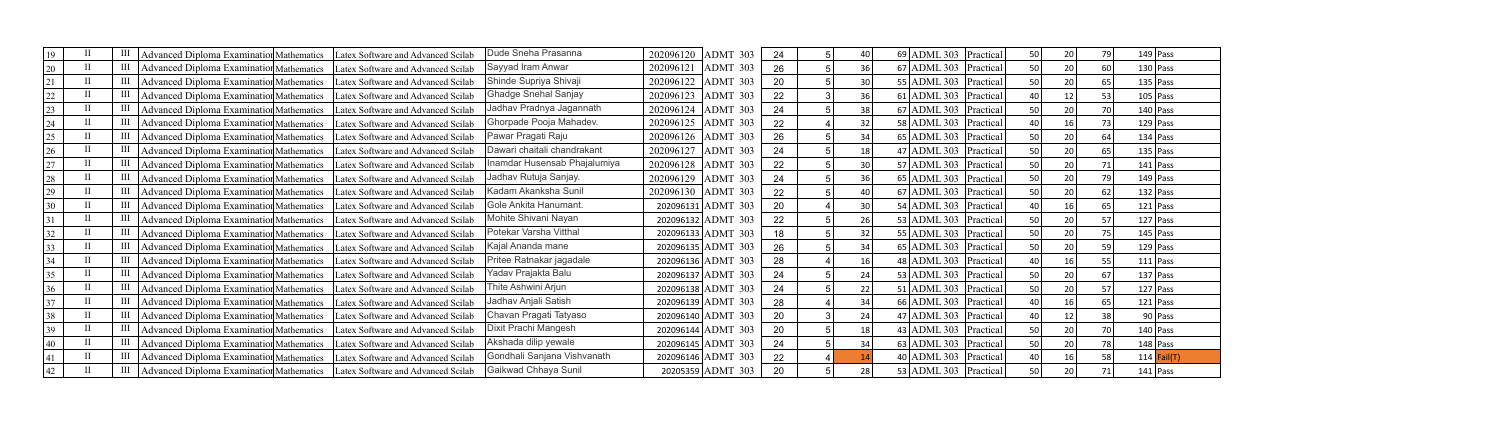| | | | | | | | | | | | | | | | | | | |
|---|---|---|---|---|---|---|---|---|---|---|---|---|---|---|---|---|---|---|
| 19 | II | III | Advanced Diploma Examination | Mathematics | Latex Software and Advanced Scilab | Dude Sneha Prasanna | 202096120 | ADMT 303 | 24 | 5 | 40 | 69 | ADML 303 | Practical | 50 | 20 | 79 | 149 | Pass |
| 20 | II | III | Advanced Diploma Examination | Mathematics | Latex Software and Advanced Scilab | Sayyad Iram Anwar | 202096121 | ADMT 303 | 26 | 5 | 36 | 67 | ADML 303 | Practical | 50 | 20 | 60 | 130 | Pass |
| 21 | II | III | Advanced Diploma Examination | Mathematics | Latex Software and Advanced Scilab | Shinde Supriya Shivaji | 202096122 | ADMT 303 | 20 | 5 | 30 | 55 | ADML 303 | Practical | 50 | 20 | 65 | 135 | Pass |
| 22 | II | III | Advanced Diploma Examination | Mathematics | Latex Software and Advanced Scilab | Ghadge Snehal Sanjay | 202096123 | ADMT 303 | 22 | 3 | 36 | 61 | ADML 303 | Practical | 40 | 12 | 53 | 105 | Pass |
| 23 | II | III | Advanced Diploma Examination | Mathematics | Latex Software and Advanced Scilab | Jadhav Pradnya Jagannath | 202096124 | ADMT 303 | 24 | 5 | 38 | 67 | ADML 303 | Practical | 50 | 20 | 70 | 140 | Pass |
| 24 | II | III | Advanced Diploma Examination | Mathematics | Latex Software and Advanced Scilab | Ghorpade Pooja Mahadev. | 202096125 | ADMT 303 | 22 | 4 | 32 | 58 | ADML 303 | Practical | 40 | 16 | 73 | 129 | Pass |
| 25 | II | III | Advanced Diploma Examination | Mathematics | Latex Software and Advanced Scilab | Pawar Pragati Raju | 202096126 | ADMT 303 | 26 | 5 | 34 | 65 | ADML 303 | Practical | 50 | 20 | 64 | 134 | Pass |
| 26 | II | III | Advanced Diploma Examination | Mathematics | Latex Software and Advanced Scilab | Dawari chaitali chandrakant | 202096127 | ADMT 303 | 24 | 5 | 18 | 47 | ADML 303 | Practical | 50 | 20 | 65 | 135 | Pass |
| 27 | II | III | Advanced Diploma Examination | Mathematics | Latex Software and Advanced Scilab | Inamdar Husensab Phajalumiya | 202096128 | ADMT 303 | 22 | 5 | 30 | 57 | ADML 303 | Practical | 50 | 20 | 71 | 141 | Pass |
| 28 | II | III | Advanced Diploma Examination | Mathematics | Latex Software and Advanced Scilab | Jadhav Rutuja Sanjay. | 202096129 | ADMT 303 | 24 | 5 | 36 | 65 | ADML 303 | Practical | 50 | 20 | 79 | 149 | Pass |
| 29 | II | III | Advanced Diploma Examination | Mathematics | Latex Software and Advanced Scilab | Kadam Akanksha Sunil | 202096130 | ADMT 303 | 22 | 5 | 40 | 67 | ADML 303 | Practical | 50 | 20 | 62 | 132 | Pass |
| 30 | II | III | Advanced Diploma Examination | Mathematics | Latex Software and Advanced Scilab | Gole Ankita Hanumant. | 202096131 | ADMT 303 | 20 | 4 | 30 | 54 | ADML 303 | Practical | 40 | 16 | 65 | 121 | Pass |
| 31 | II | III | Advanced Diploma Examination | Mathematics | Latex Software and Advanced Scilab | Mohite Shivani Nayan | 202096132 | ADMT 303 | 22 | 5 | 26 | 53 | ADML 303 | Practical | 50 | 20 | 57 | 127 | Pass |
| 32 | II | III | Advanced Diploma Examination | Mathematics | Latex Software and Advanced Scilab | Potekar Varsha Vitthal | 202096133 | ADMT 303 | 18 | 5 | 32 | 55 | ADML 303 | Practical | 50 | 20 | 75 | 145 | Pass |
| 33 | II | III | Advanced Diploma Examination | Mathematics | Latex Software and Advanced Scilab | Kajal Ananda mane | 202096135 | ADMT 303 | 26 | 5 | 34 | 65 | ADML 303 | Practical | 50 | 20 | 59 | 129 | Pass |
| 34 | II | III | Advanced Diploma Examination | Mathematics | Latex Software and Advanced Scilab | Pritee Ratnakar jagadale | 202096136 | ADMT 303 | 28 | 4 | 16 | 48 | ADML 303 | Practical | 40 | 16 | 55 | 111 | Pass |
| 35 | II | III | Advanced Diploma Examination | Mathematics | Latex Software and Advanced Scilab | Yadav Prajakta Balu | 202096137 | ADMT 303 | 24 | 5 | 24 | 53 | ADML 303 | Practical | 50 | 20 | 67 | 137 | Pass |
| 36 | II | III | Advanced Diploma Examination | Mathematics | Latex Software and Advanced Scilab | Thite Ashwini Arjun | 202096138 | ADMT 303 | 24 | 5 | 22 | 51 | ADML 303 | Practical | 50 | 20 | 57 | 127 | Pass |
| 37 | II | III | Advanced Diploma Examination | Mathematics | Latex Software and Advanced Scilab | Jadhav Anjali Satish | 202096139 | ADMT 303 | 28 | 4 | 34 | 66 | ADML 303 | Practical | 40 | 16 | 65 | 121 | Pass |
| 38 | II | III | Advanced Diploma Examination | Mathematics | Latex Software and Advanced Scilab | Chavan Pragati Tatyaso | 202096140 | ADMT 303 | 20 | 3 | 24 | 47 | ADML 303 | Practical | 40 | 12 | 38 | 90 | Pass |
| 39 | II | III | Advanced Diploma Examination | Mathematics | Latex Software and Advanced Scilab | Dixit Prachi Mangesh | 202096144 | ADMT 303 | 20 | 5 | 18 | 43 | ADML 303 | Practical | 50 | 20 | 70 | 140 | Pass |
| 40 | II | III | Advanced Diploma Examination | Mathematics | Latex Software and Advanced Scilab | Akshada dilip yewale | 202096145 | ADMT 303 | 24 | 5 | 34 | 63 | ADML 303 | Practical | 50 | 20 | 78 | 148 | Pass |
| 41 | II | III | Advanced Diploma Examination | Mathematics | Latex Software and Advanced Scilab | Gondhali Sanjana Vishvanath | 202096146 | ADMT 303 | 22 | 4 | 14 | 40 | ADML 303 | Practical | 40 | 16 | 58 | 114 | Fail(T) |
| 42 | II | III | Advanced Diploma Examination | Mathematics | Latex Software and Advanced Scilab | Gaikwad Chhaya Sunil | 20205359 | ADMT 303 | 20 | 5 | 28 | 53 | ADML 303 | Practical | 50 | 20 | 71 | 141 | Pass |